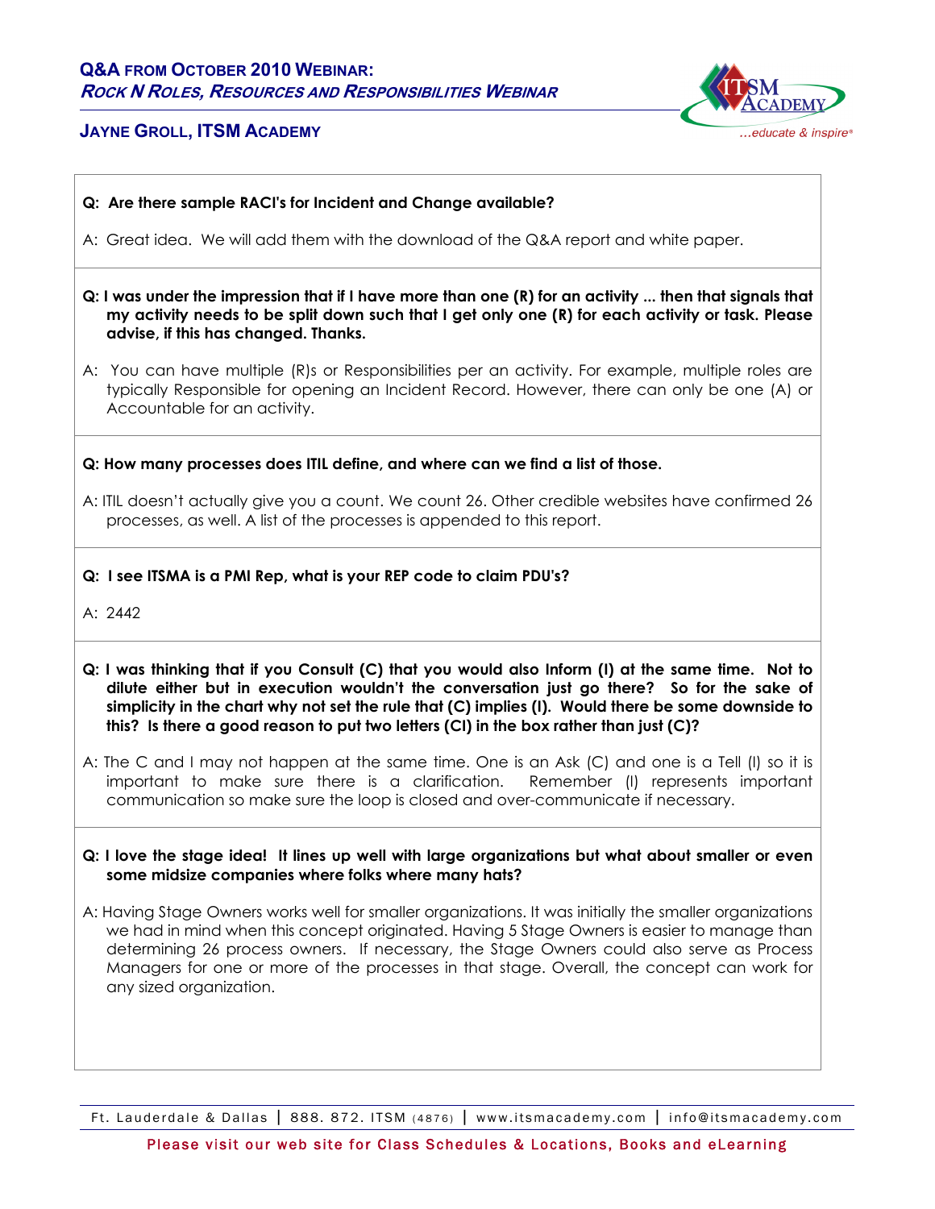# Q&A from October 2010 Webinar:

## *Rock N Roles, Resources and Responsibilities Webinar*

### Jayne Groll, ITSM Academy

**Q: Are there sample RACI's for Incident and Change available?**

A: Great idea. We will add them with the download of the Q&A report and white paper.

**Q: I was under the impression that if I have more than one (R) for an activity ... then that signals that my activity needs to be split down such that I get only one (R) for each activity or task. Please advise, if this has changed. Thanks.**

A: You can have multiple (R)s or Responsibilities per an activity. For example, multiple roles are typically Responsible for opening an Incident Record. However, there can only be one (A) or Accountable for an activity.

**Q: How many processes does ITIL define, and where can we find a list of those.**

A: ITIL doesn't actually give you a count. We count 26. Other credible websites have confirmed 26 processes, as well. A list of the processes is appended to this report.

**Q: I see ITSMA is a PMI Rep, what is your REP code to claim PDU's?**

A: 2442

**Q: I was thinking that if you Consult (C) that you would also Inform (I) at the same time. Not to dilute either but in execution wouldn't the conversation just go there? So for the sake of simplicity in the chart why not set the rule that (C) implies (I). Would there be some downside to this? Is there a good reason to put two letters (CI) in the box rather than just (C)?**

A: The C and I may not happen at the same time. One is an Ask (C) and one is a Tell (I) so it is important to make sure there is a clarification. Remember (I) represents important communication so make sure the loop is closed and over-communicate if necessary.

**Q: I love the stage idea! It lines up well with large organizations but what about smaller or even some midsize companies where folks where many hats?**

A: Having Stage Owners works well for smaller organizations. It was initially the smaller organizations we had in mind when this concept originated. Having 5 Stage Owners is easier to manage than determining 26 process owners. If necessary, the Stage Owners could also serve as Process Managers for one or more of the processes in that stage. Overall, the concept can work for any sized organization.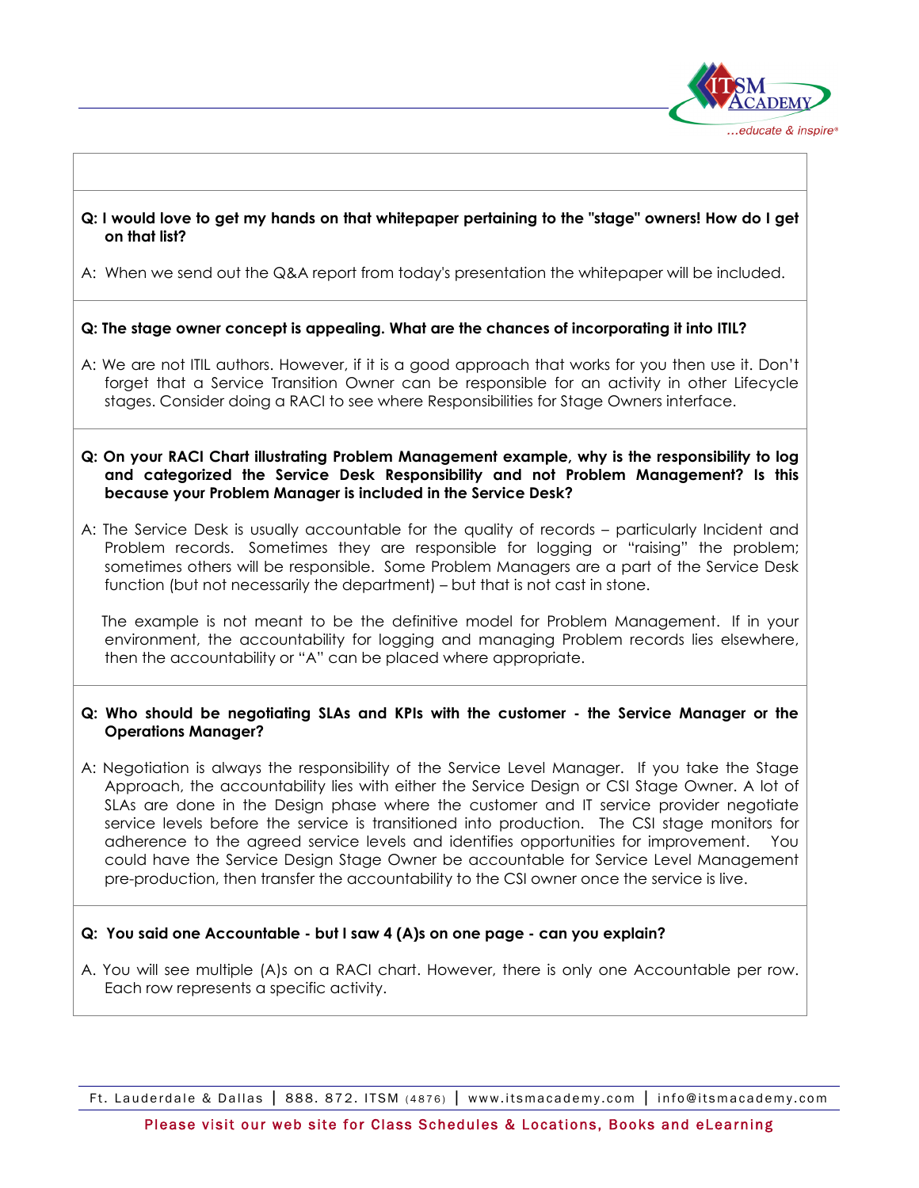**Q: I would love to get my hands on that whitepaper pertaining to the "stage" owners! How do I get on that list?**

A: When we send out the Q&A report from today's presentation the whitepaper will be included.

**Q: The stage owner concept is appealing. What are the chances of incorporating it into ITIL?**

A: We are not ITIL authors. However, if it is a good approach that works for you then use it. Don't forget that a Service Transition Owner can be responsible for an activity in other Lifecycle stages. Consider doing a RACI to see where Responsibilities for Stage Owners interface.

**Q: On your RACI Chart illustrating Problem Management example, why is the responsibility to log and categorized the Service Desk Responsibility and not Problem Management? Is this because your Problem Manager is included in the Service Desk?**

A: The Service Desk is usually accountable for the quality of records – particularly Incident and Problem records. Sometimes they are responsible for logging or "raising" the problem; sometimes others will be responsible. Some Problem Managers are a part of the Service Desk function (but not necessarily the department) – but that is not cast in stone.

The example is not meant to be the definitive model for Problem Management. If in your environment, the accountability for logging and managing Problem records lies elsewhere, then the accountability or "A" can be placed where appropriate.

**Q: Who should be negotiating SLAs and KPIs with the customer - the Service Manager or the Operations Manager?**

A: Negotiation is always the responsibility of the Service Level Manager. If you take the Stage Approach, the accountability lies with either the Service Design or CSI Stage Owner. A lot of SLAs are done in the Design phase where the customer and IT service provider negotiate service levels before the service is transitioned into production. The CSI stage monitors for adherence to the agreed service levels and identifies opportunities for improvement. You could have the Service Design Stage Owner be accountable for Service Level Management pre-production, then transfer the accountability to the CSI owner once the service is live.

**Q: You said one Accountable - but I saw 4 (A)s on one page - can you explain?**

A. You will see multiple (A)s on a RACI chart. However, there is only one Accountable per row. Each row represents a specific activity.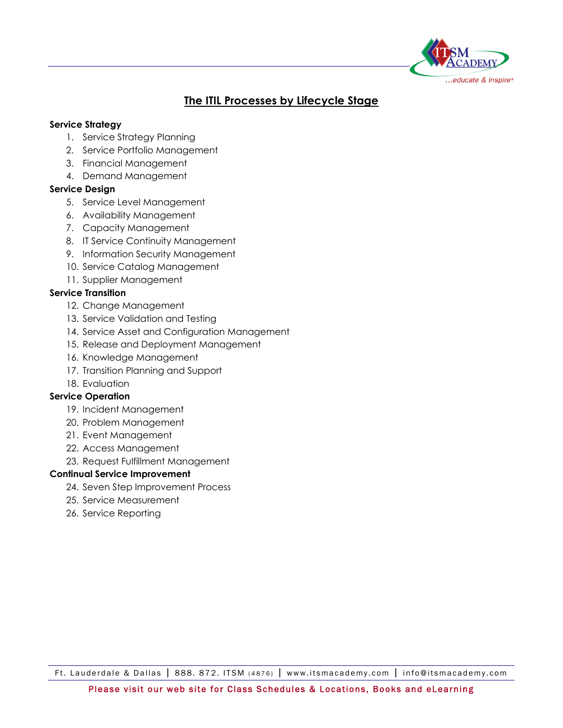# The ITIL Processes by Lifecycle Stage

**Service Strategy**

1. Service Strategy Planning
2. Service Portfolio Management
3. Financial Management
4. Demand Management

**Service Design**

5. Service Level Management
6. Availability Management
7. Capacity Management
8. IT Service Continuity Management
9. Information Security Management
10. Service Catalog Management
11. Supplier Management

**Service Transition**

12. Change Management
13. Service Validation and Testing
14. Service Asset and Configuration Management
15. Release and Deployment Management
16. Knowledge Management
17. Transition Planning and Support
18. Evaluation

**Service Operation**

19. Incident Management
20. Problem Management
21. Event Management
22. Access Management
23. Request Fulfillment Management

**Continual Service Improvement**

24. Seven Step Improvement Process
25. Service Measurement
26. Service Reporting